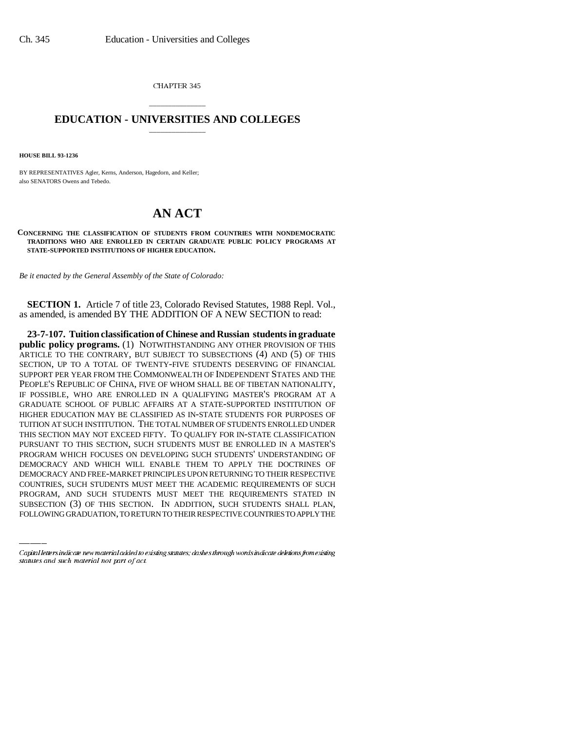CHAPTER 345

# EDUCATION - UNIVERSITIES AND COLLEGES

**HOUSE BILL 93-1236**

BY REPRESENTATIVES Agler, Kerns, Anderson, Hagedorn, and Keller;
also SENATORS Owens and Tebedo.

# AN ACT

**CONCERNING THE CLASSIFICATION OF STUDENTS FROM COUNTRIES WITH NONDEMOCRATIC TRADITIONS WHO ARE ENROLLED IN CERTAIN GRADUATE PUBLIC POLICY PROGRAMS AT STATE-SUPPORTED INSTITUTIONS OF HIGHER EDUCATION.**

*Be it enacted by the General Assembly of the State of Colorado:*

**SECTION 1.** Article 7 of title 23, Colorado Revised Statutes, 1988 Repl. Vol., as amended, is amended BY THE ADDITION OF A NEW SECTION to read:

**23-7-107. Tuition classification of Chinese and Russian students in graduate public policy programs.** (1) NOTWITHSTANDING ANY OTHER PROVISION OF THIS ARTICLE TO THE CONTRARY, BUT SUBJECT TO SUBSECTIONS (4) AND (5) OF THIS SECTION, UP TO A TOTAL OF TWENTY-FIVE STUDENTS DESERVING OF FINANCIAL SUPPORT PER YEAR FROM THE COMMONWEALTH OF INDEPENDENT STATES AND THE PEOPLE'S REPUBLIC OF CHINA, FIVE OF WHOM SHALL BE OF TIBETAN NATIONALITY, IF POSSIBLE, WHO ARE ENROLLED IN A QUALIFYING MASTER'S PROGRAM AT A GRADUATE SCHOOL OF PUBLIC AFFAIRS AT A STATE-SUPPORTED INSTITUTION OF HIGHER EDUCATION MAY BE CLASSIFIED AS IN-STATE STUDENTS FOR PURPOSES OF TUITION AT SUCH INSTITUTION. THE TOTAL NUMBER OF STUDENTS ENROLLED UNDER THIS SECTION MAY NOT EXCEED FIFTY. TO QUALIFY FOR IN-STATE CLASSIFICATION PURSUANT TO THIS SECTION, SUCH STUDENTS MUST BE ENROLLED IN A MASTER'S PROGRAM WHICH FOCUSES ON DEVELOPING SUCH STUDENTS' UNDERSTANDING OF DEMOCRACY AND WHICH WILL ENABLE THEM TO APPLY THE DOCTRINES OF DEMOCRACY AND FREE-MARKET PRINCIPLES UPON RETURNING TO THEIR RESPECTIVE COUNTRIES, SUCH STUDENTS MUST MEET THE ACADEMIC REQUIREMENTS OF SUCH PROGRAM, AND SUCH STUDENTS MUST MEET THE REQUIREMENTS STATED IN SUBSECTION (3) OF THIS SECTION. IN ADDITION, SUCH STUDENTS SHALL PLAN, FOLLOWING GRADUATION, TO RETURN TO THEIR RESPECTIVE COUNTRIES TO APPLY THE

Capital letters indicate new material added to existing statutes; dashes through words indicate deletions from existing statutes and such material not part of act.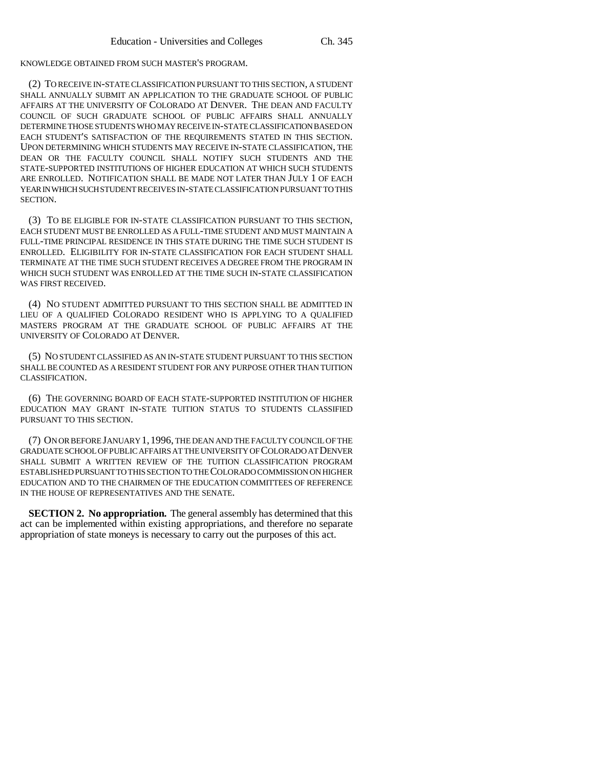KNOWLEDGE OBTAINED FROM SUCH MASTER'S PROGRAM.

(2) TO RECEIVE IN-STATE CLASSIFICATION PURSUANT TO THIS SECTION, A STUDENT SHALL ANNUALLY SUBMIT AN APPLICATION TO THE GRADUATE SCHOOL OF PUBLIC AFFAIRS AT THE UNIVERSITY OF COLORADO AT DENVER. THE DEAN AND FACULTY COUNCIL OF SUCH GRADUATE SCHOOL OF PUBLIC AFFAIRS SHALL ANNUALLY DETERMINE THOSE STUDENTS WHO MAY RECEIVE IN-STATE CLASSIFICATION BASED ON EACH STUDENT'S SATISFACTION OF THE REQUIREMENTS STATED IN THIS SECTION. UPON DETERMINING WHICH STUDENTS MAY RECEIVE IN-STATE CLASSIFICATION, THE DEAN OR THE FACULTY COUNCIL SHALL NOTIFY SUCH STUDENTS AND THE STATE-SUPPORTED INSTITUTIONS OF HIGHER EDUCATION AT WHICH SUCH STUDENTS ARE ENROLLED. NOTIFICATION SHALL BE MADE NOT LATER THAN JULY 1 OF EACH YEAR IN WHICH SUCH STUDENT RECEIVES IN-STATE CLASSIFICATION PURSUANT TO THIS SECTION.

(3) TO BE ELIGIBLE FOR IN-STATE CLASSIFICATION PURSUANT TO THIS SECTION, EACH STUDENT MUST BE ENROLLED AS A FULL-TIME STUDENT AND MUST MAINTAIN A FULL-TIME PRINCIPAL RESIDENCE IN THIS STATE DURING THE TIME SUCH STUDENT IS ENROLLED. ELIGIBILITY FOR IN-STATE CLASSIFICATION FOR EACH STUDENT SHALL TERMINATE AT THE TIME SUCH STUDENT RECEIVES A DEGREE FROM THE PROGRAM IN WHICH SUCH STUDENT WAS ENROLLED AT THE TIME SUCH IN-STATE CLASSIFICATION WAS FIRST RECEIVED.

(4) NO STUDENT ADMITTED PURSUANT TO THIS SECTION SHALL BE ADMITTED IN LIEU OF A QUALIFIED COLORADO RESIDENT WHO IS APPLYING TO A QUALIFIED MASTERS PROGRAM AT THE GRADUATE SCHOOL OF PUBLIC AFFAIRS AT THE UNIVERSITY OF COLORADO AT DENVER.

(5) NO STUDENT CLASSIFIED AS AN IN-STATE STUDENT PURSUANT TO THIS SECTION SHALL BE COUNTED AS A RESIDENT STUDENT FOR ANY PURPOSE OTHER THAN TUITION CLASSIFICATION.

(6) THE GOVERNING BOARD OF EACH STATE-SUPPORTED INSTITUTION OF HIGHER EDUCATION MAY GRANT IN-STATE TUITION STATUS TO STUDENTS CLASSIFIED PURSUANT TO THIS SECTION.

(7) ON OR BEFORE JANUARY 1, 1996, THE DEAN AND THE FACULTY COUNCIL OF THE GRADUATE SCHOOL OF PUBLIC AFFAIRS AT THE UNIVERSITY OF COLORADO AT DENVER SHALL SUBMIT A WRITTEN REVIEW OF THE TUITION CLASSIFICATION PROGRAM ESTABLISHED PURSUANT TO THIS SECTION TO THE COLORADO COMMISSION ON HIGHER EDUCATION AND TO THE CHAIRMEN OF THE EDUCATION COMMITTEES OF REFERENCE IN THE HOUSE OF REPRESENTATIVES AND THE SENATE.

**SECTION 2. No appropriation.** The general assembly has determined that this act can be implemented within existing appropriations, and therefore no separate appropriation of state moneys is necessary to carry out the purposes of this act.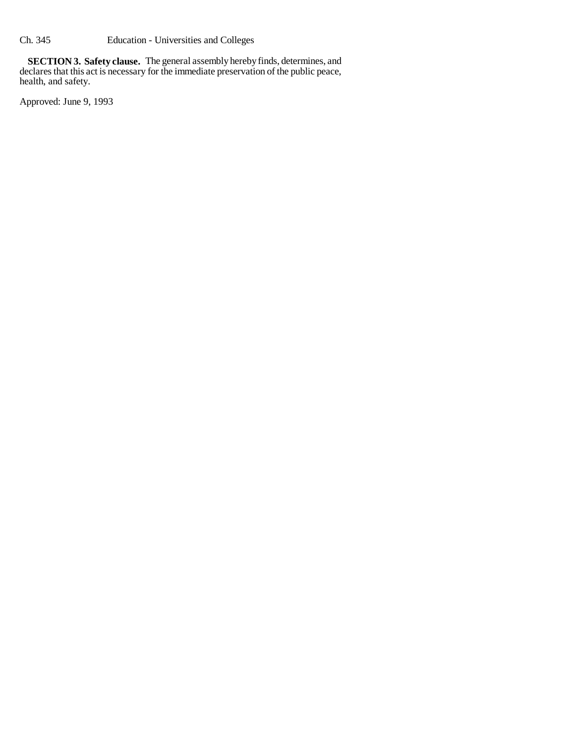**SECTION 3. Safety clause.** The general assembly hereby finds, determines, and declares that this act is necessary for the immediate preservation of the public peace, health, and safety.

Approved: June 9, 1993